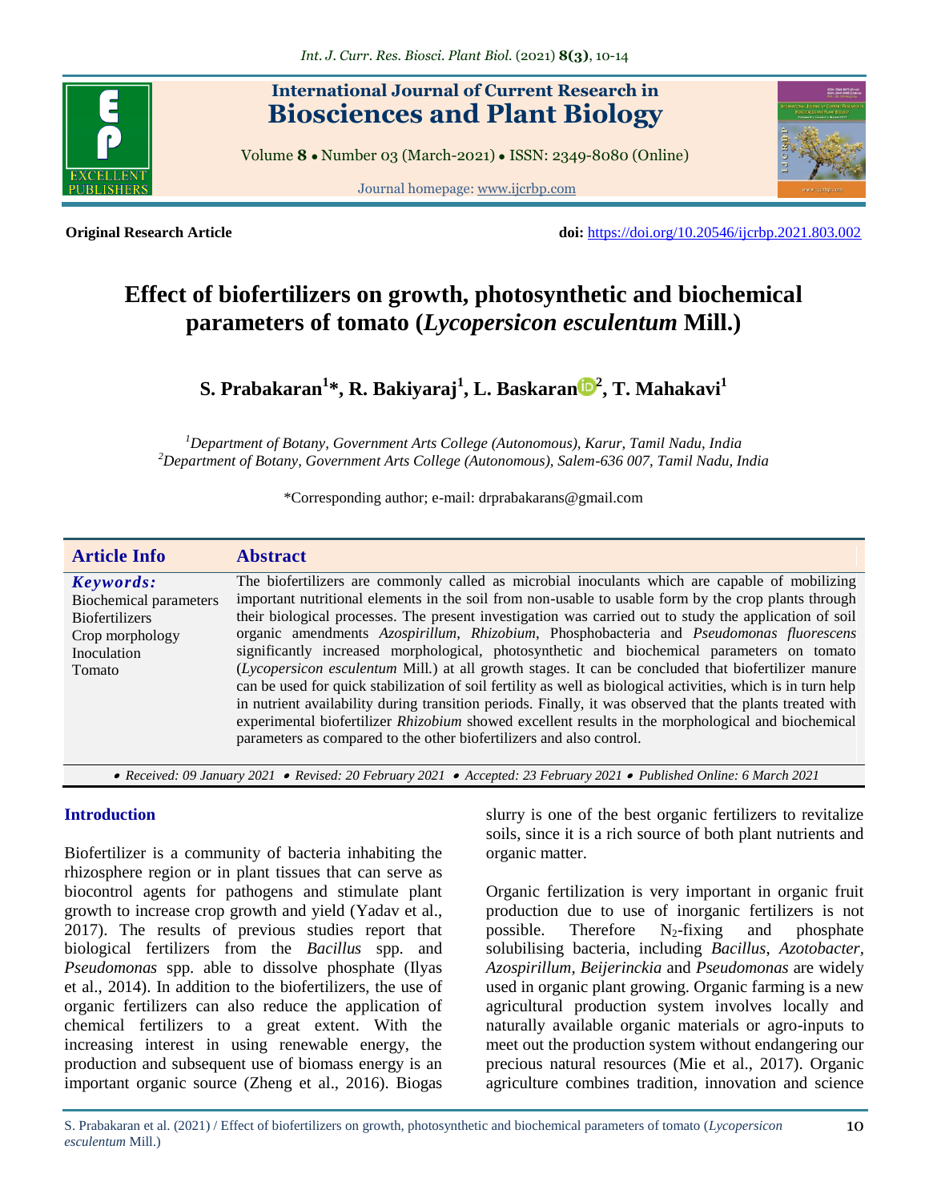International Journal of Current Research in
# Biosciences and Plant Biology

Volume **8** • Number 03 (March-2021) • ISSN: 2349-8080 (Online)

Journal homepage: www.ijcrbp.com

**Original Research Article**

**doi:** https://doi.org/10.20546/ijcrbp.2021.803.002

# Effect of biofertilizers on growth, photosynthetic and biochemical parameters of tomato (*Lycopersicon esculentum* Mill.)

**S. Prabakaran[1]*, R. Bakiyaraj[1], L. Baskaran[2], T. Mahakavi[1]**

[1]*Department of Botany, Government Arts College (Autonomous), Karur, Tamil Nadu, India*
[2]*Department of Botany, Government Arts College (Autonomous), Salem-636 007, Tamil Nadu, India*

*Corresponding author; e-mail: drprabakarans@gmail.com

## Article Info

***Keywords:***
Biochemical parameters
Biofertilizers
Crop morphology
Inoculation
Tomato

## Abstract

The biofertilizers are commonly called as microbial inoculants which are capable of mobilizing important nutritional elements in the soil from non-usable to usable form by the crop plants through their biological processes. The present investigation was carried out to study the application of soil organic amendments *Azospirillum*, *Rhizobium*, Phosphobacteria and *Pseudomonas fluorescens* significantly increased morphological, photosynthetic and biochemical parameters on tomato (*Lycopersicon esculentum* Mill.) at all growth stages. It can be concluded that biofertilizer manure can be used for quick stabilization of soil fertility as well as biological activities, which is in turn help in nutrient availability during transition periods. Finally, it was observed that the plants treated with experimental biofertilizer *Rhizobium* showed excellent results in the morphological and biochemical parameters as compared to the other biofertilizers and also control.

*• Received: 09 January 2021 • Revised: 20 February 2021 • Accepted: 23 February 2021 • Published Online: 6 March 2021*

## Introduction

Biofertilizer is a community of bacteria inhabiting the rhizosphere region or in plant tissues that can serve as biocontrol agents for pathogens and stimulate plant growth to increase crop growth and yield (Yadav et al., 2017). The results of previous studies report that biological fertilizers from the *Bacillus* spp. and *Pseudomonas* spp. able to dissolve phosphate (Ilyas et al., 2014). In addition to the biofertilizers, the use of organic fertilizers can also reduce the application of chemical fertilizers to a great extent. With the increasing interest in using renewable energy, the production and subsequent use of biomass energy is an important organic source (Zheng et al., 2016). Biogas slurry is one of the best organic fertilizers to revitalize soils, since it is a rich source of both plant nutrients and organic matter.

Organic fertilization is very important in organic fruit production due to use of inorganic fertilizers is not possible. Therefore $N_2$-fixing and phosphate solubilising bacteria, including *Bacillus*, *Azotobacter*, *Azospirillum*, *Beijerinckia* and *Pseudomonas* are widely used in organic plant growing. Organic farming is a new agricultural production system involves locally and naturally available organic materials or agro-inputs to meet out the production system without endangering our precious natural resources (Mie et al., 2017). Organic agriculture combines tradition, innovation and science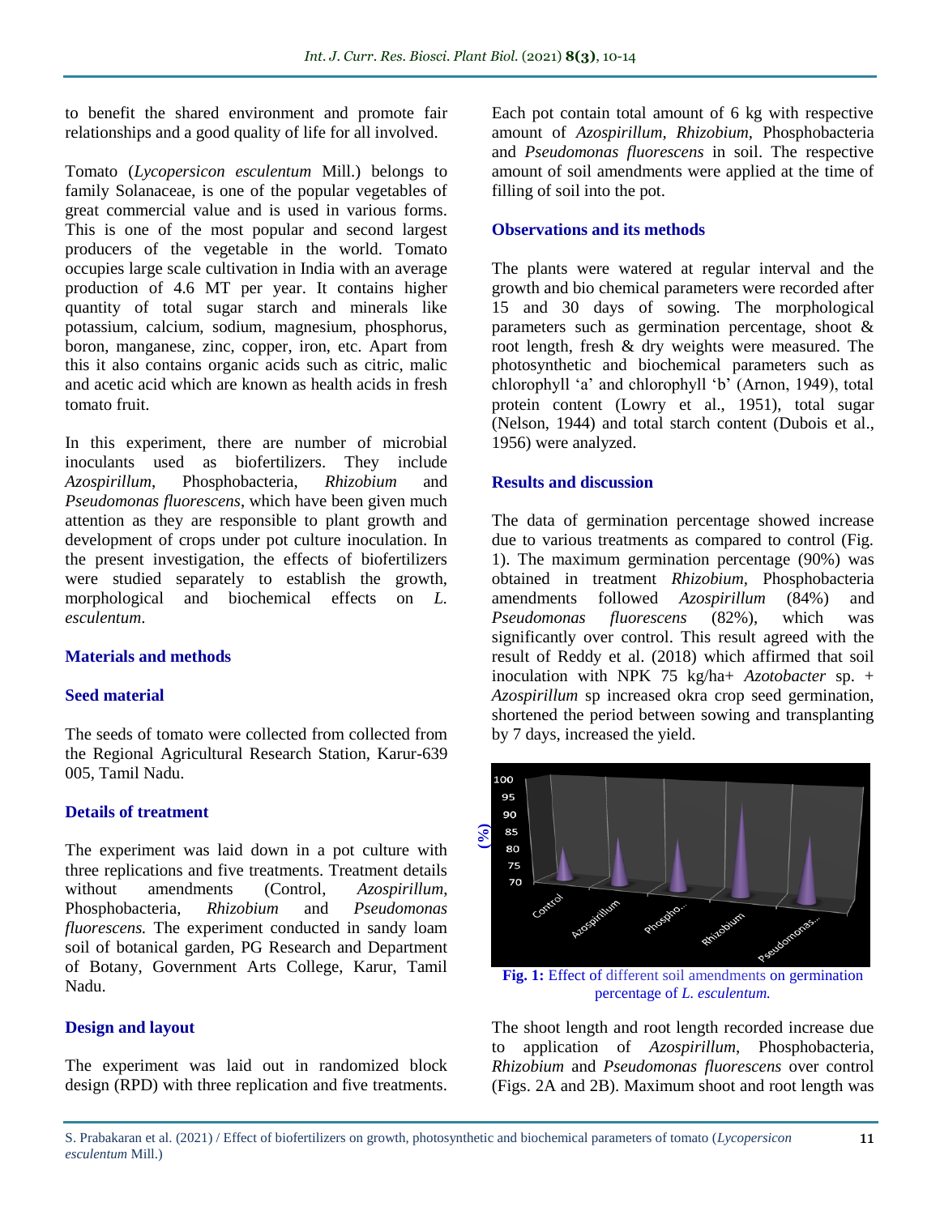to benefit the shared environment and promote fair relationships and a good quality of life for all involved.

Tomato (*Lycopersicon esculentum* Mill.) belongs to family Solanaceae, is one of the popular vegetables of great commercial value and is used in various forms. This is one of the most popular and second largest producers of the vegetable in the world. Tomato occupies large scale cultivation in India with an average production of 4.6 MT per year. It contains higher quantity of total sugar starch and minerals like potassium, calcium, sodium, magnesium, phosphorus, boron, manganese, zinc, copper, iron, etc. Apart from this it also contains organic acids such as citric, malic and acetic acid which are known as health acids in fresh tomato fruit.

In this experiment, there are number of microbial inoculants used as biofertilizers. They include *Azospirillum*, Phosphobacteria, *Rhizobium* and *Pseudomonas fluorescens*, which have been given much attention as they are responsible to plant growth and development of crops under pot culture inoculation. In the present investigation, the effects of biofertilizers were studied separately to establish the growth, morphological and biochemical effects on *L. esculentum*.

## Materials and methods

### Seed material

The seeds of tomato were collected from collected from the Regional Agricultural Research Station, Karur-639 005, Tamil Nadu.

### Details of treatment

The experiment was laid down in a pot culture with three replications and five treatments. Treatment details without amendments (Control, *Azospirillum*, Phosphobacteria, *Rhizobium* and *Pseudomonas fluorescens.* The experiment conducted in sandy loam soil of botanical garden, PG Research and Department of Botany, Government Arts College, Karur, Tamil Nadu.

### Design and layout

The experiment was laid out in randomized block design (RPD) with three replication and five treatments. Each pot contain total amount of 6 kg with respective amount of *Azospirillum, Rhizobium*, Phosphobacteria and *Pseudomonas fluorescens* in soil. The respective amount of soil amendments were applied at the time of filling of soil into the pot.

### Observations and its methods

The plants were watered at regular interval and the growth and bio chemical parameters were recorded after 15 and 30 days of sowing. The morphological parameters such as germination percentage, shoot & root length, fresh & dry weights were measured. The photosynthetic and biochemical parameters such as chlorophyll 'a' and chlorophyll 'b' (Arnon, 1949), total protein content (Lowry et al., 1951), total sugar (Nelson, 1944) and total starch content (Dubois et al., 1956) were analyzed.

## Results and discussion

The data of germination percentage showed increase due to various treatments as compared to control (Fig. 1). The maximum germination percentage (90%) was obtained in treatment *Rhizobium*, Phosphobacteria amendments followed *Azospirillum* (84%) and *Pseudomonas fluorescens* (82%), which was significantly over control. This result agreed with the result of Reddy et al. (2018) which affirmed that soil inoculation with NPK 75 kg/ha+ *Azotobacter* sp. + *Azospirillum* sp increased okra crop seed germination, shortened the period between sowing and transplanting by 7 days, increased the yield.

**Fig. 1:** Effect of different soil amendments on germination percentage of *L. esculentum.*

The shoot length and root length recorded increase due to application of *Azospirillum*, Phosphobacteria, *Rhizobium* and *Pseudomonas fluorescens* over control (Figs. 2A and 2B). Maximum shoot and root length was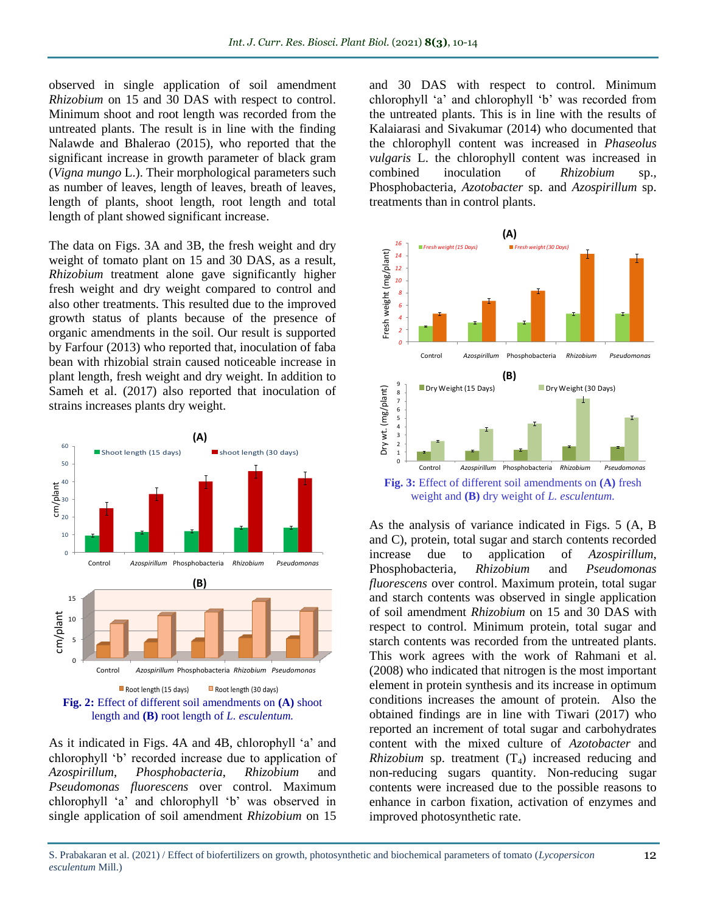observed in single application of soil amendment *Rhizobium* on 15 and 30 DAS with respect to control. Minimum shoot and root length was recorded from the untreated plants. The result is in line with the finding Nalawde and Bhalerao (2015), who reported that the significant increase in growth parameter of black gram (*Vigna mungo* L.). Their morphological parameters such as number of leaves, length of leaves, breath of leaves, length of plants, shoot length, root length and total length of plant showed significant increase.

The data on Figs. 3A and 3B, the fresh weight and dry weight of tomato plant on 15 and 30 DAS, as a result, *Rhizobium* treatment alone gave significantly higher fresh weight and dry weight compared to control and also other treatments. This resulted due to the improved growth status of plants because of the presence of organic amendments in the soil. Our result is supported by Farfour (2013) who reported that, inoculation of faba bean with rhizobial strain caused noticeable increase in plant length, fresh weight and dry weight. In addition to Sameh et al. (2017) also reported that inoculation of strains increases plants dry weight.

**Fig. 2:** Effect of different soil amendments on **(A)** shoot length and **(B)** root length of *L. esculentum.*

As it indicated in Figs. 4A and 4B, chlorophyll 'a' and chlorophyll 'b' recorded increase due to application of *Azospirillum*, *Phosphobacteria*, *Rhizobium* and *Pseudomonas fluorescens* over control. Maximum chlorophyll 'a' and chlorophyll 'b' was observed in single application of soil amendment *Rhizobium* on 15 and 30 DAS with respect to control. Minimum chlorophyll 'a' and chlorophyll 'b' was recorded from the untreated plants. This is in line with the results of Kalaiarasi and Sivakumar (2014) who documented that the chlorophyll content was increased in *Phaseolus vulgaris* L. the chlorophyll content was increased in combined inoculation of *Rhizobium* sp., Phosphobacteria, *Azotobacter* sp. and *Azospirillum* sp. treatments than in control plants.

**Fig. 3:** Effect of different soil amendments on **(A)** fresh weight and **(B)** dry weight of *L. esculentum.*

As the analysis of variance indicated in Figs. 5 (A, B and C), protein, total sugar and starch contents recorded increase due to application of *Azospirillum*, Phosphobacteria, *Rhizobium* and *Pseudomonas fluorescens* over control. Maximum protein, total sugar and starch contents was observed in single application of soil amendment *Rhizobium* on 15 and 30 DAS with respect to control. Minimum protein, total sugar and starch contents was recorded from the untreated plants. This work agrees with the work of Rahmani et al. (2008) who indicated that nitrogen is the most important element in protein synthesis and its increase in optimum conditions increases the amount of protein. Also the obtained findings are in line with Tiwari (2017) who reported an increment of total sugar and carbohydrates content with the mixed culture of *Azotobacter* and *Rhizobium* sp. treatment ($T_4$) increased reducing and non-reducing sugars quantity. Non-reducing sugar contents were increased due to the possible reasons to enhance in carbon fixation, activation of enzymes and improved photosynthetic rate.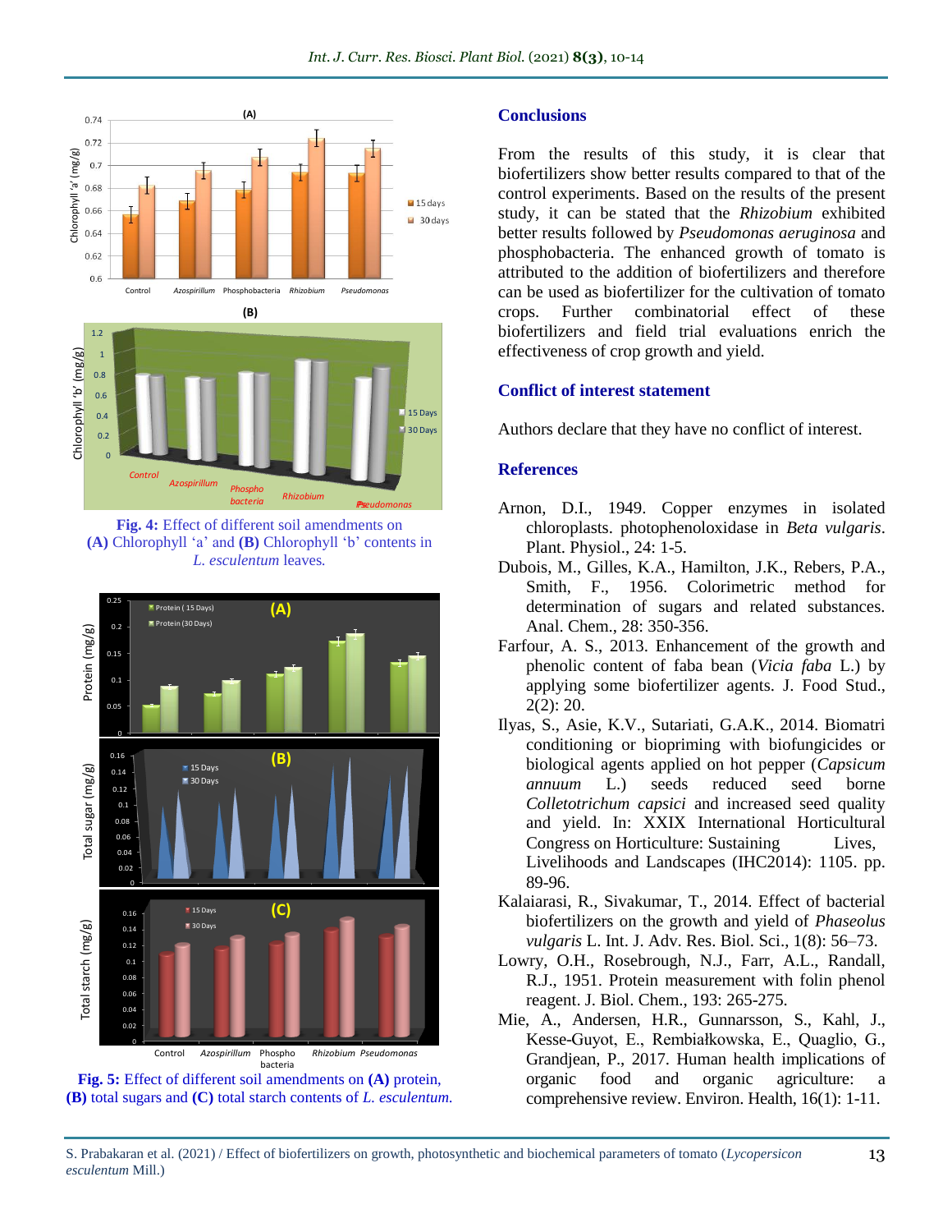Fig. 4: Effect of different soil amendments on (A) Chlorophyll 'a' and (B) Chlorophyll 'b' contents in *L. esculentum* leaves.

Fig. 5: Effect of different soil amendments on (A) protein, (B) total sugars and (C) total starch contents of *L. esculentum*.

## Conclusions

From the results of this study, it is clear that biofertilizers show better results compared to that of the control experiments. Based on the results of the present study, it can be stated that the *Rhizobium* exhibited better results followed by *Pseudomonas aeruginosa* and phosphobacteria. The enhanced growth of tomato is attributed to the addition of biofertilizers and therefore can be used as biofertilizer for the cultivation of tomato crops. Further combinatorial effect of these biofertilizers and field trial evaluations enrich the effectiveness of crop growth and yield.

## Conflict of interest statement

Authors declare that they have no conflict of interest.

## References

Arnon, D.I., 1949. Copper enzymes in isolated chloroplasts. photophenoloxidase in *Beta vulgaris*. Plant. Physiol., 24: 1-5.

Dubois, M., Gilles, K.A., Hamilton, J.K., Rebers, P.A., Smith, F., 1956. Colorimetric method for determination of sugars and related substances. Anal. Chem., 28: 350-356.

Farfour, A. S., 2013. Enhancement of the growth and phenolic content of faba bean (*Vicia faba* L.) by applying some biofertilizer agents. J. Food Stud., 2(2): 20.

Ilyas, S., Asie, K.V., Sutariati, G.A.K., 2014. Biomatri conditioning or biopriming with biofungicides or biological agents applied on hot pepper (*Capsicum annuum* L.) seeds reduced seed borne *Colletotrichum capsici* and increased seed quality and yield. In: XXIX International Horticultural Congress on Horticulture: Sustaining Lives, Livelihoods and Landscapes (IHC2014): 1105. pp. 89-96.

Kalaiarasi, R., Sivakumar, T., 2014. Effect of bacterial biofertilizers on the growth and yield of *Phaseolus vulgaris* L. Int. J. Adv. Res. Biol. Sci., 1(8): 56–73.

Lowry, O.H., Rosebrough, N.J., Farr, A.L., Randall, R.J., 1951. Protein measurement with folin phenol reagent. J. Biol. Chem., 193: 265-275.

Mie, A., Andersen, H.R., Gunnarsson, S., Kahl, J., Kesse-Guyot, E., Rembiałkowska, E., Quaglio, G., Grandjean, P., 2017. Human health implications of organic food and organic agriculture: a comprehensive review. Environ. Health, 16(1): 1-11.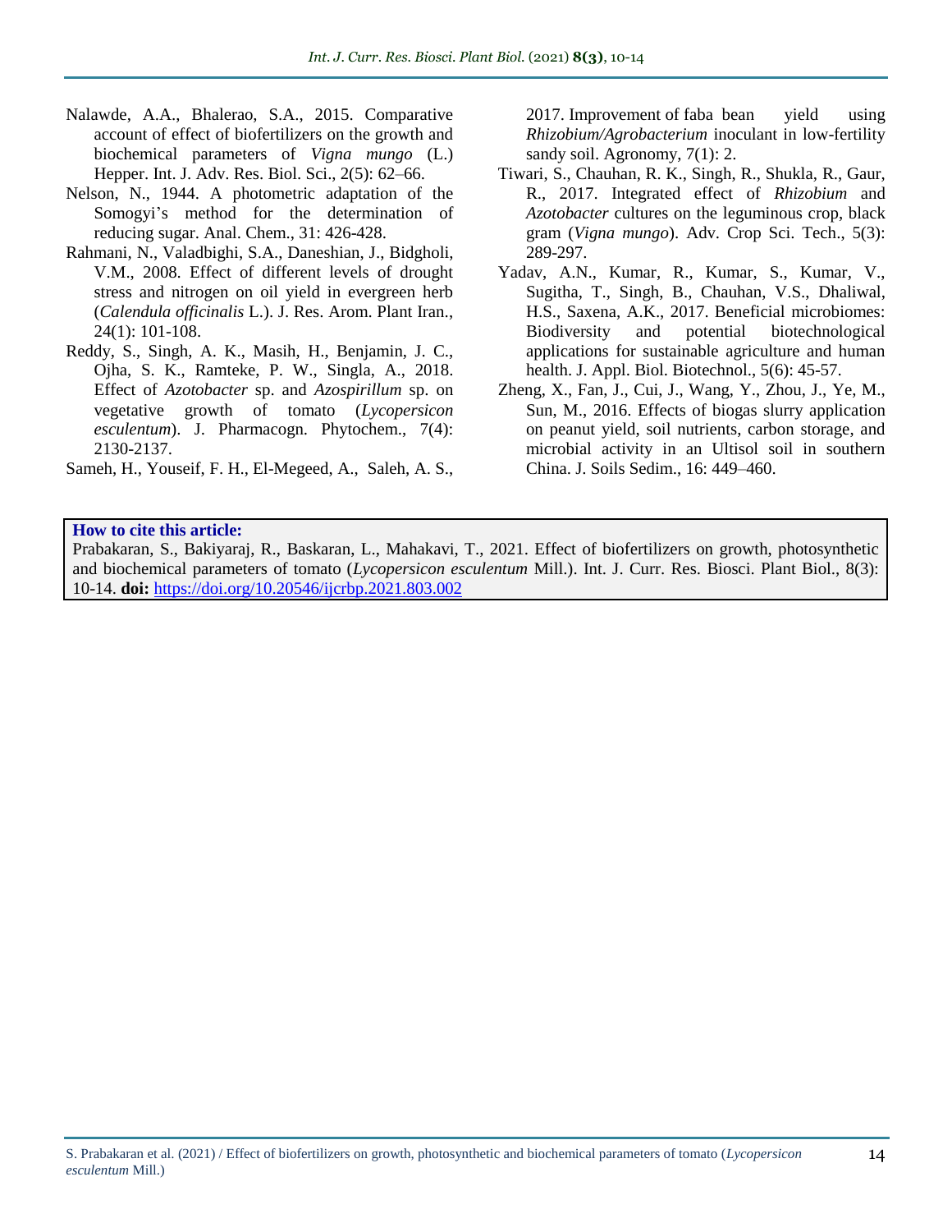Nalawde, A.A., Bhalerao, S.A., 2015. Comparative account of effect of biofertilizers on the growth and biochemical parameters of *Vigna mungo* (L.) Hepper. Int. J. Adv. Res. Biol. Sci., 2(5): 62–66.

Nelson, N., 1944. A photometric adaptation of the Somogyi's method for the determination of reducing sugar. Anal. Chem., 31: 426-428.

Rahmani, N., Valadbighi, S.A., Daneshian, J., Bidgholi, V.M., 2008. Effect of different levels of drought stress and nitrogen on oil yield in evergreen herb (*Calendula officinalis* L.). J. Res. Arom. Plant Iran., 24(1): 101-108.

Reddy, S., Singh, A. K., Masih, H., Benjamin, J. C., Ojha, S. K., Ramteke, P. W., Singla, A., 2018. Effect of *Azotobacter* sp. and *Azospirillum* sp. on vegetative growth of tomato (*Lycopersicon esculentum*). J. Pharmacogn. Phytochem., 7(4): 2130-2137.

Sameh, H., Youseif, F. H., El-Megeed, A., Saleh, A. S., 2017. Improvement of faba bean yield using *Rhizobium/Agrobacterium* inoculant in low-fertility sandy soil. Agronomy, 7(1): 2.

Tiwari, S., Chauhan, R. K., Singh, R., Shukla, R., Gaur, R., 2017. Integrated effect of *Rhizobium* and *Azotobacter* cultures on the leguminous crop, black gram (*Vigna mungo*). Adv. Crop Sci. Tech., 5(3): 289-297.

Yadav, A.N., Kumar, R., Kumar, S., Kumar, V., Sugitha, T., Singh, B., Chauhan, V.S., Dhaliwal, H.S., Saxena, A.K., 2017. Beneficial microbiomes: Biodiversity and potential biotechnological applications for sustainable agriculture and human health. J. Appl. Biol. Biotechnol., 5(6): 45-57.

Zheng, X., Fan, J., Cui, J., Wang, Y., Zhou, J., Ye, M., Sun, M., 2016. Effects of biogas slurry application on peanut yield, soil nutrients, carbon storage, and microbial activity in an Ultisol soil in southern China. J. Soils Sedim., 16: 449–460.

**How to cite this article:**

Prabakaran, S., Bakiyaraj, R., Baskaran, L., Mahakavi, T., 2021. Effect of biofertilizers on growth, photosynthetic and biochemical parameters of tomato (*Lycopersicon esculentum* Mill.). Int. J. Curr. Res. Biosci. Plant Biol., 8(3): 10-14. **doi:** https://doi.org/10.20546/ijcrbp.2021.803.002